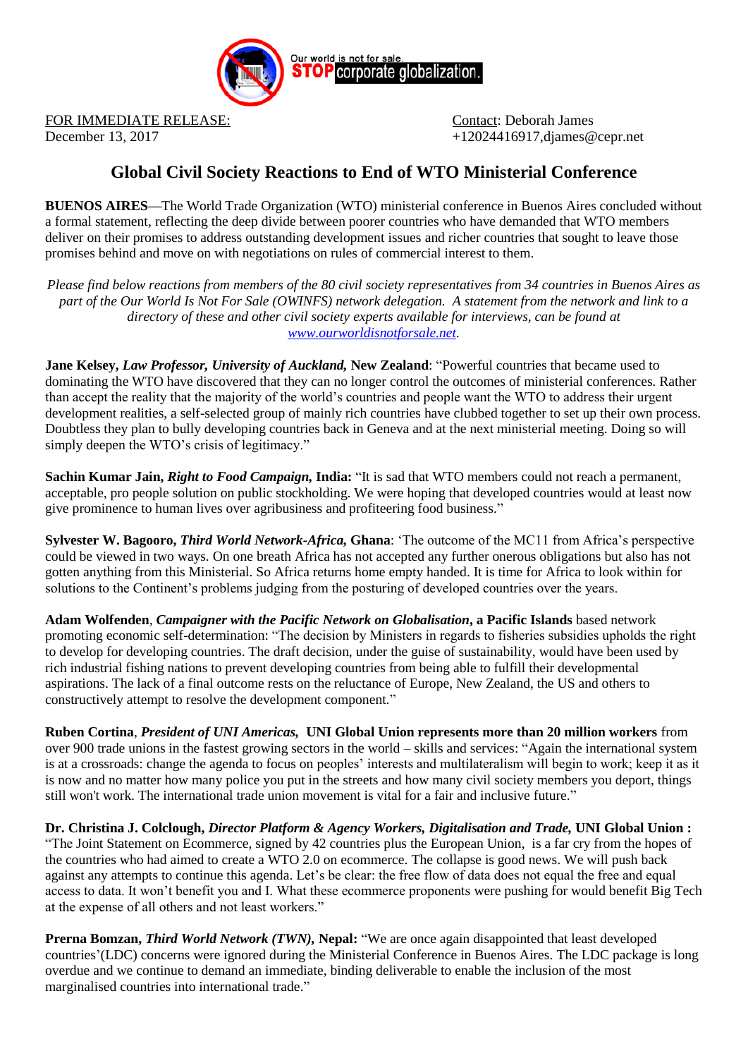Our world is not for sale. **STOP** corporate globalization.

FOR IMMEDIATE RELEASE:
December 13, 2017

Contact: Deborah James
+12024416917,djames@cepr.net

# Global Civil Society Reactions to End of WTO Ministerial Conference

**BUENOS AIRES**—The World Trade Organization (WTO) ministerial conference in Buenos Aires concluded without a formal statement, reflecting the deep divide between poorer countries who have demanded that WTO members deliver on their promises to address outstanding development issues and richer countries that sought to leave those promises behind and move on with negotiations on rules of commercial interest to them.

*Please find below reactions from members of the 80 civil society representatives from 34 countries in Buenos Aires as part of the Our World Is Not For Sale (OWINFS) network delegation. A statement from the network and link to a directory of these and other civil society experts available for interviews, can be found at [www.ourworldisnotforsale.net](www.ourworldisnotforsale.net).*

**Jane Kelsey, *Law Professor, University of Auckland,* New Zealand**: "Powerful countries that became used to dominating the WTO have discovered that they can no longer control the outcomes of ministerial conferences. Rather than accept the reality that the majority of the world's countries and people want the WTO to address their urgent development realities, a self-selected group of mainly rich countries have clubbed together to set up their own process. Doubtless they plan to bully developing countries back in Geneva and at the next ministerial meeting. Doing so will simply deepen the WTO's crisis of legitimacy."

**Sachin Kumar Jain, *Right to Food Campaign,* India:** "It is sad that WTO members could not reach a permanent, acceptable, pro people solution on public stockholding. We were hoping that developed countries would at least now give prominence to human lives over agribusiness and profiteering food business."

**Sylvester W. Bagooro, *Third World Network-Africa,* Ghana**: 'The outcome of the MC11 from Africa's perspective could be viewed in two ways. On one breath Africa has not accepted any further onerous obligations but also has not gotten anything from this Ministerial. So Africa returns home empty handed. It is time for Africa to look within for solutions to the Continent's problems judging from the posturing of developed countries over the years.

**Adam Wolfenden**, ***Campaigner with the Pacific Network on Globalisation*, a Pacific Islands** based network promoting economic self-determination: "The decision by Ministers in regards to fisheries subsidies upholds the right to develop for developing countries. The draft decision, under the guise of sustainability, would have been used by rich industrial fishing nations to prevent developing countries from being able to fulfill their developmental aspirations. The lack of a final outcome rests on the reluctance of Europe, New Zealand, the US and others to constructively attempt to resolve the development component."

**Ruben Cortina**, ***President of UNI Americas,* UNI Global Union represents more than 20 million workers** from over 900 trade unions in the fastest growing sectors in the world – skills and services: "Again the international system is at a crossroads: change the agenda to focus on peoples' interests and multilateralism will begin to work; keep it as it is now and no matter how many police you put in the streets and how many civil society members you deport, things still won't work. The international trade union movement is vital for a fair and inclusive future."

**Dr. Christina J. Colclough, *Director Platform & Agency Workers, Digitalisation and Trade,* UNI Global Union :** "The Joint Statement on Ecommerce, signed by 42 countries plus the European Union, is a far cry from the hopes of the countries who had aimed to create a WTO 2.0 on ecommerce. The collapse is good news. We will push back against any attempts to continue this agenda. Let's be clear: the free flow of data does not equal the free and equal access to data. It won't benefit you and I. What these ecommerce proponents were pushing for would benefit Big Tech at the expense of all others and not least workers."

**Prerna Bomzan, *Third World Network (TWN),* Nepal:** "We are once again disappointed that least developed countries'(LDC) concerns were ignored during the Ministerial Conference in Buenos Aires. The LDC package is long overdue and we continue to demand an immediate, binding deliverable to enable the inclusion of the most marginalised countries into international trade."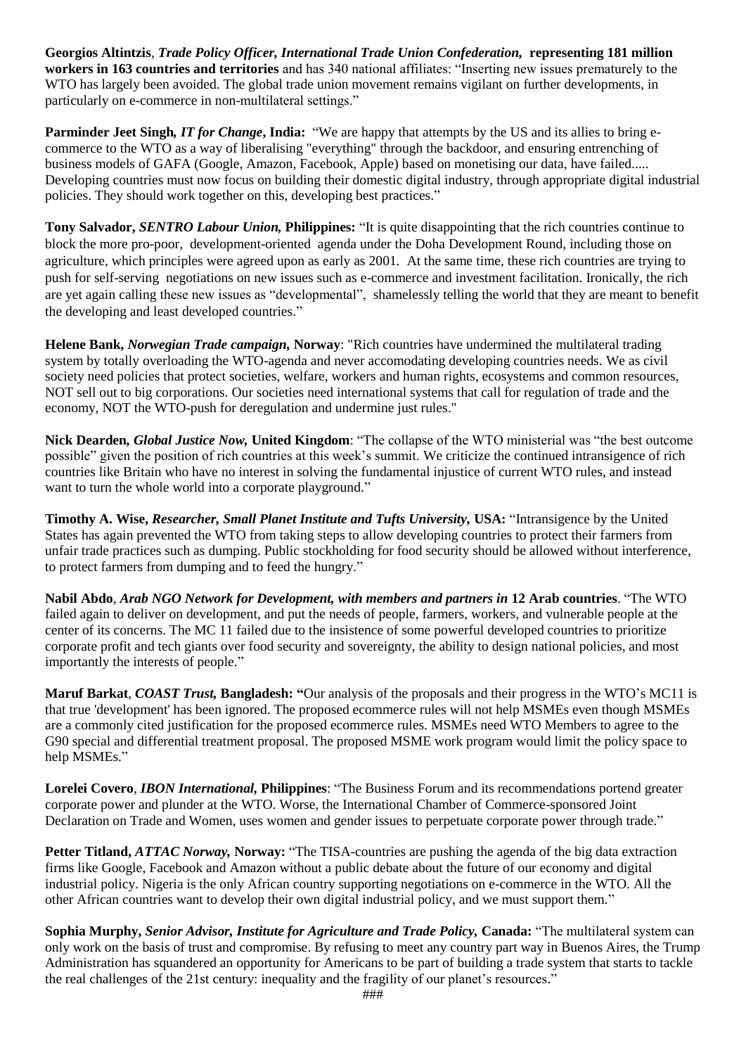**Georgios Altintzis**, ***Trade Policy Officer, International Trade Union Confederation,*** **representing 181 million workers in 163 countries and territories** and has 340 national affiliates: "Inserting new issues prematurely to the WTO has largely been avoided. The global trade union movement remains vigilant on further developments, in particularly on e-commerce in non-multilateral settings."

**Parminder Jeet Singh,** ***IT for Change*****, India:** "We are happy that attempts by the US and its allies to bring e-commerce to the WTO as a way of liberalising "everything" through the backdoor, and ensuring entrenching of business models of GAFA (Google, Amazon, Facebook, Apple) based on monetising our data, have failed..... Developing countries must now focus on building their domestic digital industry, through appropriate digital industrial policies. They should work together on this, developing best practices."

**Tony Salvador,** ***SENTRO Labour Union,*** **Philippines:** "It is quite disappointing that the rich countries continue to block the more pro-poor, development-oriented agenda under the Doha Development Round, including those on agriculture, which principles were agreed upon as early as 2001. At the same time, these rich countries are trying to push for self-serving negotiations on new issues such as e-commerce and investment facilitation. Ironically, the rich are yet again calling these new issues as "developmental", shamelessly telling the world that they are meant to benefit the developing and least developed countries."

**Helene Bank,** ***Norwegian Trade campaign,*** **Norway**: "Rich countries have undermined the multilateral trading system by totally overloading the WTO-agenda and never accomodating developing countries needs. We as civil society need policies that protect societies, welfare, workers and human rights, ecosystems and common resources, NOT sell out to big corporations. Our societies need international systems that call for regulation of trade and the economy, NOT the WTO-push for deregulation and undermine just rules."

**Nick Dearden,** ***Global Justice Now,*** **United Kingdom**: "The collapse of the WTO ministerial was "the best outcome possible" given the position of rich countries at this week's summit. We criticize the continued intransigence of rich countries like Britain who have no interest in solving the fundamental injustice of current WTO rules, and instead want to turn the whole world into a corporate playground."

**Timothy A. Wise,** ***Researcher, Small Planet Institute and Tufts University,*** **USA:** "Intransigence by the United States has again prevented the WTO from taking steps to allow developing countries to protect their farmers from unfair trade practices such as dumping. Public stockholding for food security should be allowed without interference, to protect farmers from dumping and to feed the hungry."

**Nabil Abdo**, ***Arab NGO Network for Development, with members and partners in*** **12 Arab countries**. "The WTO failed again to deliver on development, and put the needs of people, farmers, workers, and vulnerable people at the center of its concerns. The MC 11 failed due to the insistence of some powerful developed countries to prioritize corporate profit and tech giants over food security and sovereignty, the ability to design national policies, and most importantly the interests of people."

**Maruf Barkat**, ***COAST Trust,*** **Bangladesh: "**Our analysis of the proposals and their progress in the WTO's MC11 is that true 'development' has been ignored. The proposed ecommerce rules will not help MSMEs even though MSMEs are a commonly cited justification for the proposed ecommerce rules. MSMEs need WTO Members to agree to the G90 special and differential treatment proposal. The proposed MSME work program would limit the policy space to help MSMEs."

**Lorelei Covero**, ***IBON International*****, Philippines**: "The Business Forum and its recommendations portend greater corporate power and plunder at the WTO. Worse, the International Chamber of Commerce-sponsored Joint Declaration on Trade and Women, uses women and gender issues to perpetuate corporate power through trade."

**Petter Titland,** ***ATTAC Norway,*** **Norway:** "The TISA-countries are pushing the agenda of the big data extraction firms like Google, Facebook and Amazon without a public debate about the future of our economy and digital industrial policy. Nigeria is the only African country supporting negotiations on e-commerce in the WTO. All the other African countries want to develop their own digital industrial policy, and we must support them."

**Sophia Murphy,** ***Senior Advisor, Institute for Agriculture and Trade Policy,*** **Canada:** "The multilateral system can only work on the basis of trust and compromise. By refusing to meet any country part way in Buenos Aires, the Trump Administration has squandered an opportunity for Americans to be part of building a trade system that starts to tackle the real challenges of the 21st century: inequality and the fragility of our planet's resources."

###